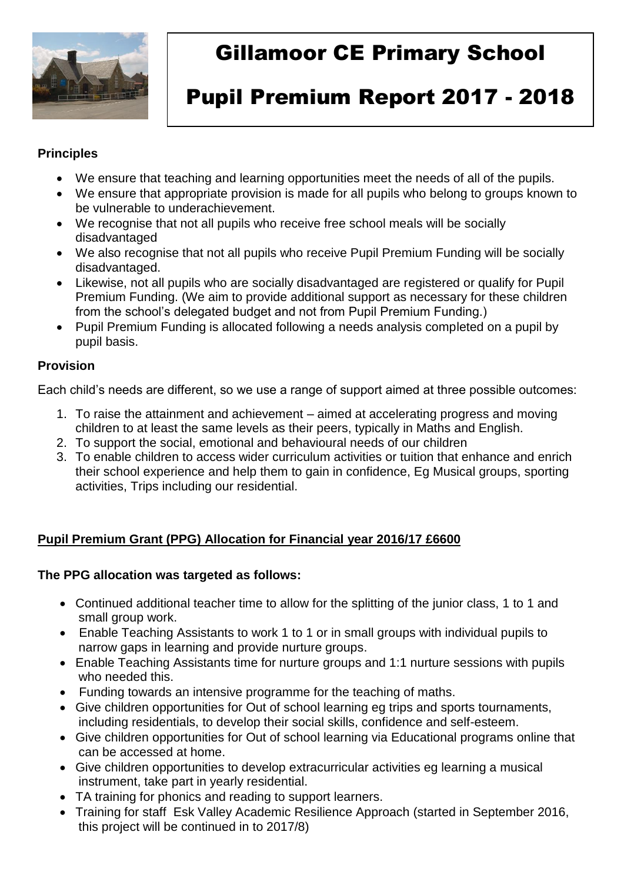# Gillamoor CE Primary School

# Pupil Premium Report 2017 - 2018

**Principles**

- We ensure that teaching and learning opportunities meet the needs of all of the pupils.
- We ensure that appropriate provision is made for all pupils who belong to groups known to be vulnerable to underachievement.
- We recognise that not all pupils who receive free school meals will be socially disadvantaged
- We also recognise that not all pupils who receive Pupil Premium Funding will be socially disadvantaged.
- Likewise, not all pupils who are socially disadvantaged are registered or qualify for Pupil Premium Funding. (We aim to provide additional support as necessary for these children from the school's delegated budget and not from Pupil Premium Funding.)
- Pupil Premium Funding is allocated following a needs analysis completed on a pupil by pupil basis.

**Provision**

Each child's needs are different, so we use a range of support aimed at three possible outcomes:

1. To raise the attainment and achievement – aimed at accelerating progress and moving children to at least the same levels as their peers, typically in Maths and English.
2. To support the social, emotional and behavioural needs of our children
3. To enable children to access wider curriculum activities or tuition that enhance and enrich their school experience and help them to gain in confidence, Eg Musical groups, sporting activities, Trips including our residential.

**Pupil Premium Grant (PPG) Allocation for Financial year 2016/17 £6600**

**The PPG allocation was targeted as follows:**

- Continued additional teacher time to allow for the splitting of the junior class, 1 to 1 and small group work.
- Enable Teaching Assistants to work 1 to 1 or in small groups with individual pupils to narrow gaps in learning and provide nurture groups.
- Enable Teaching Assistants time for nurture groups and 1:1 nurture sessions with pupils who needed this.
- Funding towards an intensive programme for the teaching of maths.
- Give children opportunities for Out of school learning eg trips and sports tournaments, including residentials, to develop their social skills, confidence and self-esteem.
- Give children opportunities for Out of school learning via Educational programs online that can be accessed at home.
- Give children opportunities to develop extracurricular activities eg learning a musical instrument, take part in yearly residential.
- TA training for phonics and reading to support learners.
- Training for staff Esk Valley Academic Resilience Approach (started in September 2016, this project will be continued in to 2017/8)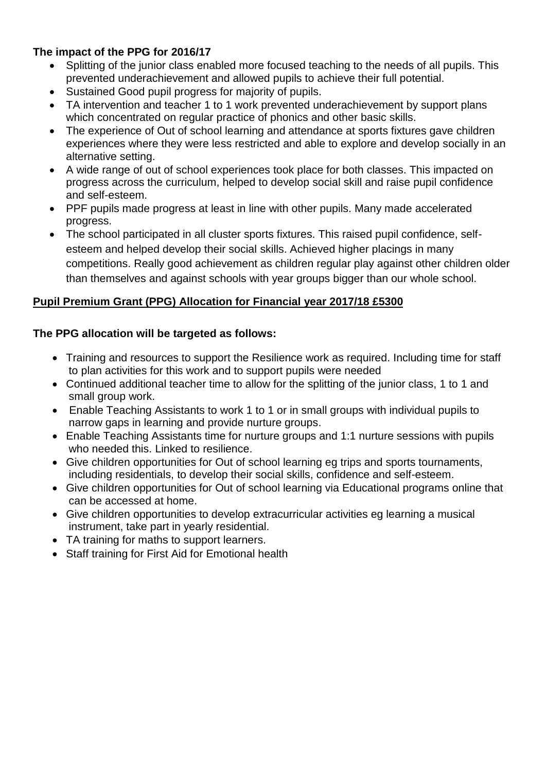**The impact of the PPG for 2016/17**

- Splitting of the junior class enabled more focused teaching to the needs of all pupils. This prevented underachievement and allowed pupils to achieve their full potential.
- Sustained Good pupil progress for majority of pupils.
- TA intervention and teacher 1 to 1 work prevented underachievement by support plans which concentrated on regular practice of phonics and other basic skills.
- The experience of Out of school learning and attendance at sports fixtures gave children experiences where they were less restricted and able to explore and develop socially in an alternative setting.
- A wide range of out of school experiences took place for both classes. This impacted on progress across the curriculum, helped to develop social skill and raise pupil confidence and self-esteem.
- PPF pupils made progress at least in line with other pupils. Many made accelerated progress.
- The school participated in all cluster sports fixtures. This raised pupil confidence, self-esteem and helped develop their social skills. Achieved higher placings in many competitions. Really good achievement as children regular play against other children older than themselves and against schools with year groups bigger than our whole school.

**Pupil Premium Grant (PPG) Allocation for Financial year 2017/18 £5300**

**The PPG allocation will be targeted as follows:**

- Training and resources to support the Resilience work as required. Including time for staff to plan activities for this work and to support pupils were needed
- Continued additional teacher time to allow for the splitting of the junior class, 1 to 1 and small group work.
- Enable Teaching Assistants to work 1 to 1 or in small groups with individual pupils to narrow gaps in learning and provide nurture groups.
- Enable Teaching Assistants time for nurture groups and 1:1 nurture sessions with pupils who needed this. Linked to resilience.
- Give children opportunities for Out of school learning eg trips and sports tournaments, including residentials, to develop their social skills, confidence and self-esteem.
- Give children opportunities for Out of school learning via Educational programs online that can be accessed at home.
- Give children opportunities to develop extracurricular activities eg learning a musical instrument, take part in yearly residential.
- TA training for maths to support learners.
- Staff training for First Aid for Emotional health